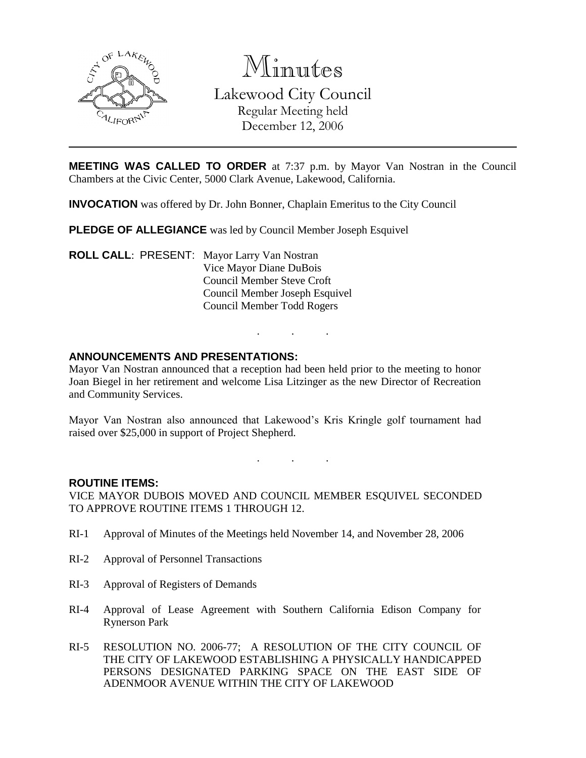# Minutes

Lakewood City Council
Regular Meeting held
December 12, 2006

---

**MEETING WAS CALLED TO ORDER** at 7:37 p.m. by Mayor Van Nostran in the Council Chambers at the Civic Center, 5000 Clark Avenue, Lakewood, California.

**INVOCATION** was offered by Dr. John Bonner, Chaplain Emeritus to the City Council

**PLEDGE OF ALLEGIANCE** was led by Council Member Joseph Esquivel

**ROLL CALL**: PRESENT: Mayor Larry Van Nostran
Vice Mayor Diane DuBois
Council Member Steve Croft
Council Member Joseph Esquivel
Council Member Todd Rogers

. . .

**ANNOUNCEMENTS AND PRESENTATIONS:**

Mayor Van Nostran announced that a reception had been held prior to the meeting to honor Joan Biegel in her retirement and welcome Lisa Litzinger as the new Director of Recreation and Community Services.

Mayor Van Nostran also announced that Lakewood's Kris Kringle golf tournament had raised over $25,000 in support of Project Shepherd.

. . .

**ROUTINE ITEMS:**

VICE MAYOR DUBOIS MOVED AND COUNCIL MEMBER ESQUIVEL SECONDED TO APPROVE ROUTINE ITEMS 1 THROUGH 12.

RI-1 Approval of Minutes of the Meetings held November 14, and November 28, 2006

RI-2 Approval of Personnel Transactions

RI-3 Approval of Registers of Demands

RI-4 Approval of Lease Agreement with Southern California Edison Company for Rynerson Park

RI-5 RESOLUTION NO. 2006-77; A RESOLUTION OF THE CITY COUNCIL OF THE CITY OF LAKEWOOD ESTABLISHING A PHYSICALLY HANDICAPPED PERSONS DESIGNATED PARKING SPACE ON THE EAST SIDE OF ADENMOOR AVENUE WITHIN THE CITY OF LAKEWOOD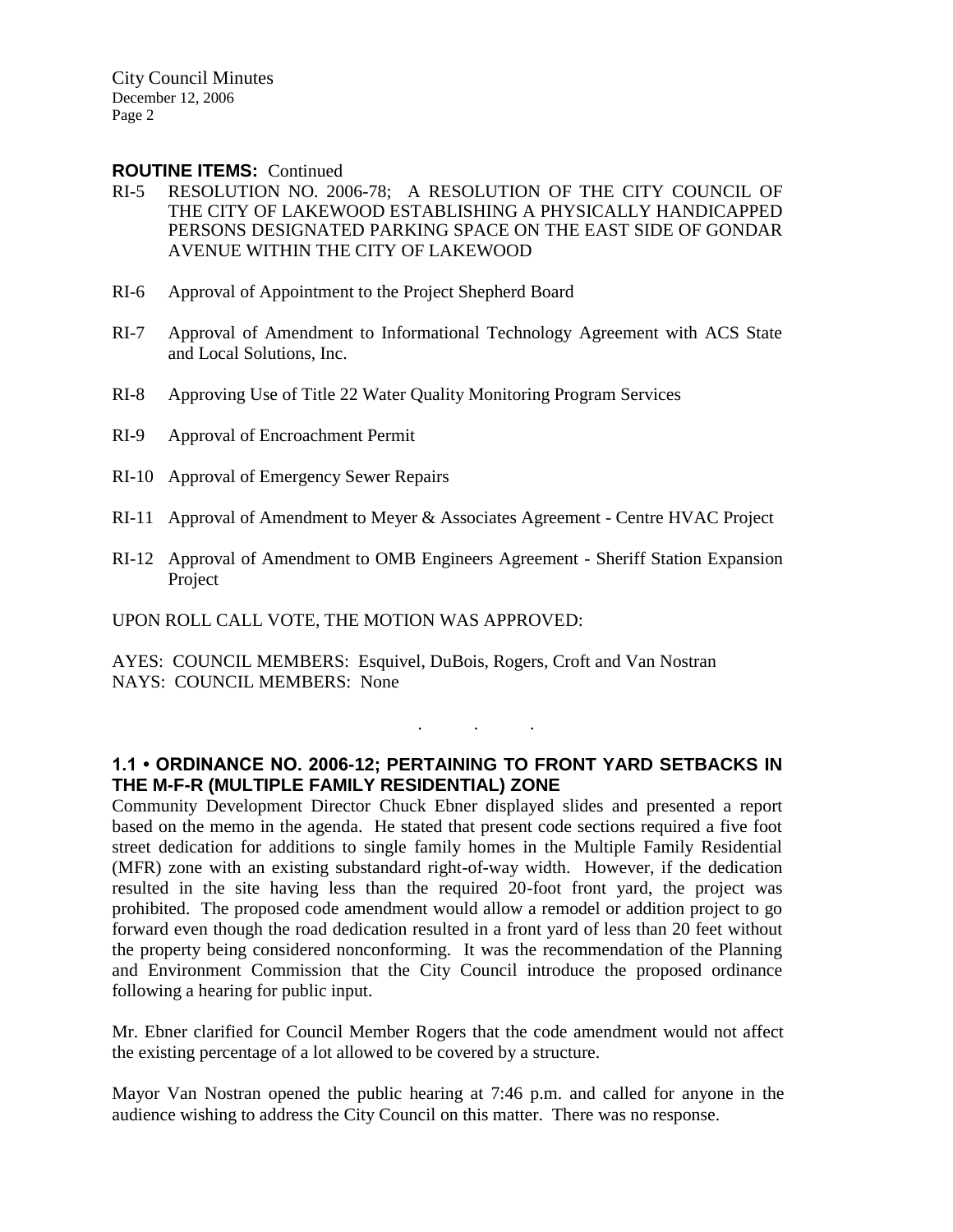**ROUTINE ITEMS:** Continued

RI-5 RESOLUTION NO. 2006-78; A RESOLUTION OF THE CITY COUNCIL OF THE CITY OF LAKEWOOD ESTABLISHING A PHYSICALLY HANDICAPPED PERSONS DESIGNATED PARKING SPACE ON THE EAST SIDE OF GONDAR AVENUE WITHIN THE CITY OF LAKEWOOD

RI-6 Approval of Appointment to the Project Shepherd Board

RI-7 Approval of Amendment to Informational Technology Agreement with ACS State and Local Solutions, Inc.

RI-8 Approving Use of Title 22 Water Quality Monitoring Program Services

RI-9 Approval of Encroachment Permit

RI-10 Approval of Emergency Sewer Repairs

RI-11 Approval of Amendment to Meyer & Associates Agreement - Centre HVAC Project

RI-12 Approval of Amendment to OMB Engineers Agreement - Sheriff Station Expansion Project

UPON ROLL CALL VOTE, THE MOTION WAS APPROVED:

AYES: COUNCIL MEMBERS: Esquivel, DuBois, Rogers, Croft and Van Nostran
NAYS: COUNCIL MEMBERS: None

. . .

**1.1 • ORDINANCE NO. 2006-12; PERTAINING TO FRONT YARD SETBACKS IN THE M-F-R (MULTIPLE FAMILY RESIDENTIAL) ZONE**

Community Development Director Chuck Ebner displayed slides and presented a report based on the memo in the agenda. He stated that present code sections required a five foot street dedication for additions to single family homes in the Multiple Family Residential (MFR) zone with an existing substandard right-of-way width. However, if the dedication resulted in the site having less than the required 20-foot front yard, the project was prohibited. The proposed code amendment would allow a remodel or addition project to go forward even though the road dedication resulted in a front yard of less than 20 feet without the property being considered nonconforming. It was the recommendation of the Planning and Environment Commission that the City Council introduce the proposed ordinance following a hearing for public input.

Mr. Ebner clarified for Council Member Rogers that the code amendment would not affect the existing percentage of a lot allowed to be covered by a structure.

Mayor Van Nostran opened the public hearing at 7:46 p.m. and called for anyone in the audience wishing to address the City Council on this matter. There was no response.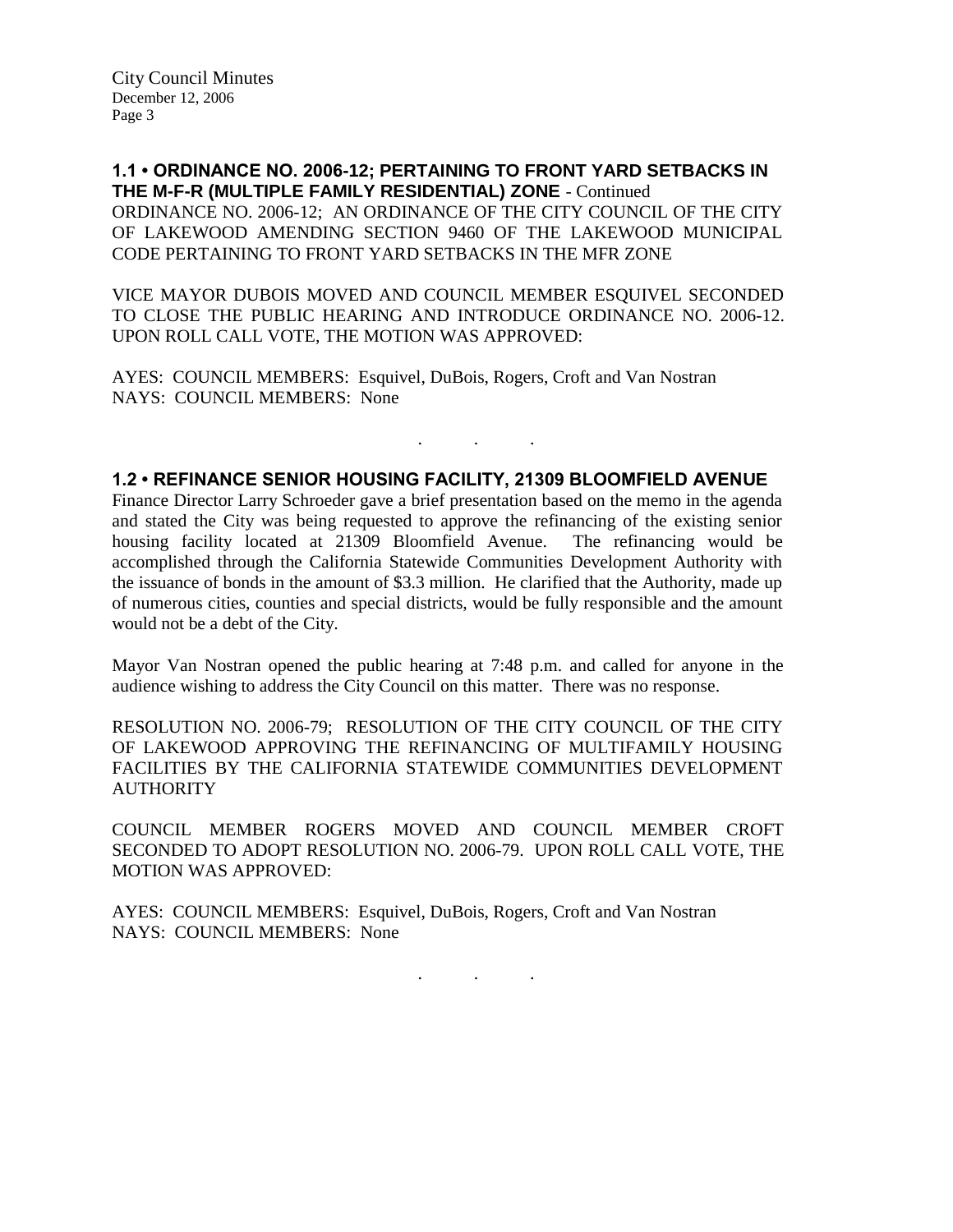### 1.1 • ORDINANCE NO. 2006-12; PERTAINING TO FRONT YARD SETBACKS IN THE M-F-R (MULTIPLE FAMILY RESIDENTIAL) ZONE - Continued

ORDINANCE NO. 2006-12; AN ORDINANCE OF THE CITY COUNCIL OF THE CITY OF LAKEWOOD AMENDING SECTION 9460 OF THE LAKEWOOD MUNICIPAL CODE PERTAINING TO FRONT YARD SETBACKS IN THE MFR ZONE

VICE MAYOR DUBOIS MOVED AND COUNCIL MEMBER ESQUIVEL SECONDED TO CLOSE THE PUBLIC HEARING AND INTRODUCE ORDINANCE NO. 2006-12. UPON ROLL CALL VOTE, THE MOTION WAS APPROVED:

AYES: COUNCIL MEMBERS: Esquivel, DuBois, Rogers, Croft and Van Nostran
NAYS: COUNCIL MEMBERS: None

. . .

### 1.2 • REFINANCE SENIOR HOUSING FACILITY, 21309 BLOOMFIELD AVENUE

Finance Director Larry Schroeder gave a brief presentation based on the memo in the agenda and stated the City was being requested to approve the refinancing of the existing senior housing facility located at 21309 Bloomfield Avenue. The refinancing would be accomplished through the California Statewide Communities Development Authority with the issuance of bonds in the amount of $3.3 million. He clarified that the Authority, made up of numerous cities, counties and special districts, would be fully responsible and the amount would not be a debt of the City.

Mayor Van Nostran opened the public hearing at 7:48 p.m. and called for anyone in the audience wishing to address the City Council on this matter. There was no response.

RESOLUTION NO. 2006-79; RESOLUTION OF THE CITY COUNCIL OF THE CITY OF LAKEWOOD APPROVING THE REFINANCING OF MULTIFAMILY HOUSING FACILITIES BY THE CALIFORNIA STATEWIDE COMMUNITIES DEVELOPMENT AUTHORITY

COUNCIL MEMBER ROGERS MOVED AND COUNCIL MEMBER CROFT SECONDED TO ADOPT RESOLUTION NO. 2006-79. UPON ROLL CALL VOTE, THE MOTION WAS APPROVED:

AYES: COUNCIL MEMBERS: Esquivel, DuBois, Rogers, Croft and Van Nostran
NAYS: COUNCIL MEMBERS: None

. . .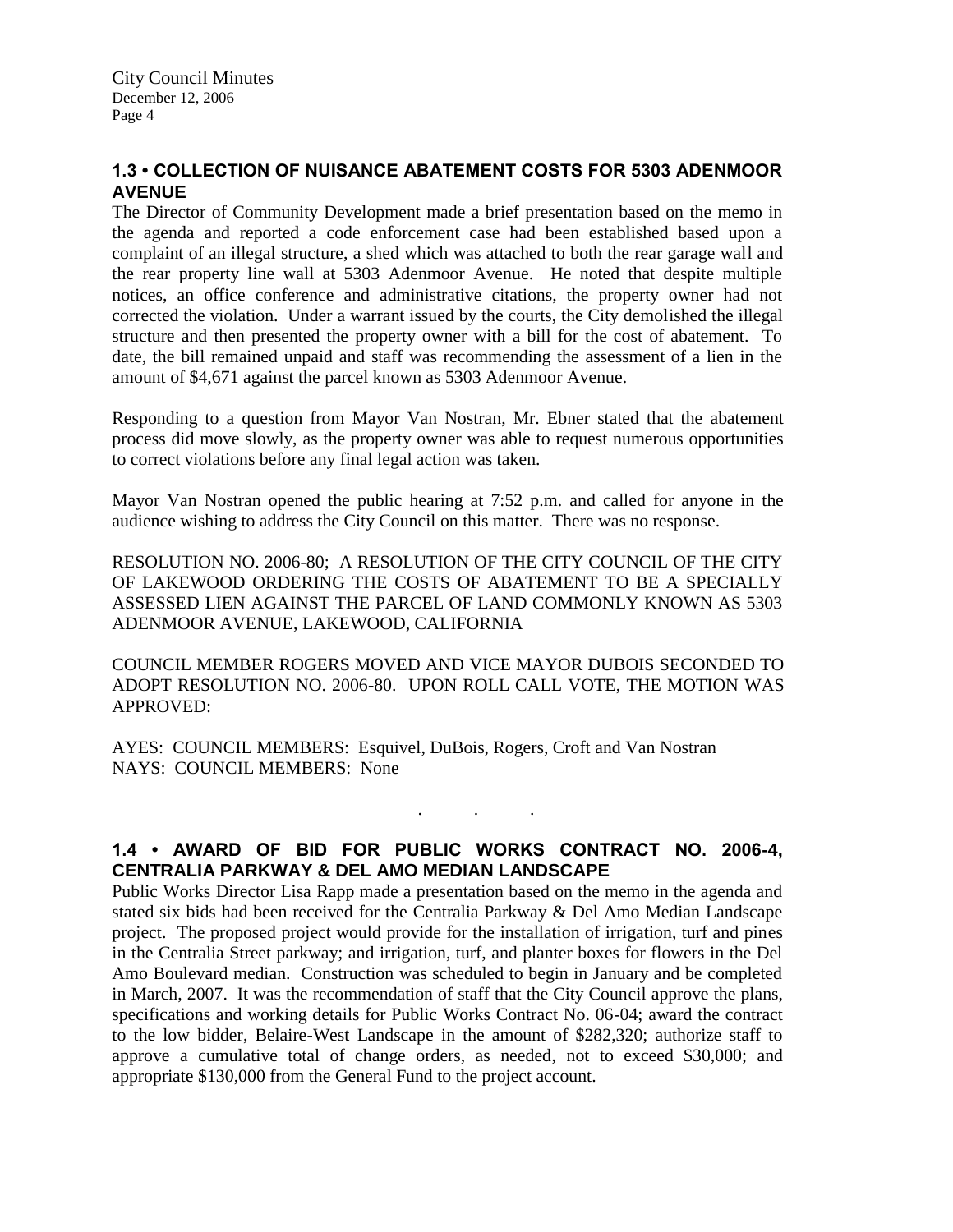## 1.3 • COLLECTION OF NUISANCE ABATEMENT COSTS FOR 5303 ADENMOOR AVENUE

The Director of Community Development made a brief presentation based on the memo in the agenda and reported a code enforcement case had been established based upon a complaint of an illegal structure, a shed which was attached to both the rear garage wall and the rear property line wall at 5303 Adenmoor Avenue. He noted that despite multiple notices, an office conference and administrative citations, the property owner had not corrected the violation. Under a warrant issued by the courts, the City demolished the illegal structure and then presented the property owner with a bill for the cost of abatement. To date, the bill remained unpaid and staff was recommending the assessment of a lien in the amount of $4,671 against the parcel known as 5303 Adenmoor Avenue.

Responding to a question from Mayor Van Nostran, Mr. Ebner stated that the abatement process did move slowly, as the property owner was able to request numerous opportunities to correct violations before any final legal action was taken.

Mayor Van Nostran opened the public hearing at 7:52 p.m. and called for anyone in the audience wishing to address the City Council on this matter. There was no response.

RESOLUTION NO. 2006-80; A RESOLUTION OF THE CITY COUNCIL OF THE CITY OF LAKEWOOD ORDERING THE COSTS OF ABATEMENT TO BE A SPECIALLY ASSESSED LIEN AGAINST THE PARCEL OF LAND COMMONLY KNOWN AS 5303 ADENMOOR AVENUE, LAKEWOOD, CALIFORNIA

COUNCIL MEMBER ROGERS MOVED AND VICE MAYOR DUBOIS SECONDED TO ADOPT RESOLUTION NO. 2006-80. UPON ROLL CALL VOTE, THE MOTION WAS APPROVED:

AYES: COUNCIL MEMBERS: Esquivel, DuBois, Rogers, Croft and Van Nostran
NAYS: COUNCIL MEMBERS: None

. . .

## 1.4 • AWARD OF BID FOR PUBLIC WORKS CONTRACT NO. 2006-4, CENTRALIA PARKWAY & DEL AMO MEDIAN LANDSCAPE

Public Works Director Lisa Rapp made a presentation based on the memo in the agenda and stated six bids had been received for the Centralia Parkway & Del Amo Median Landscape project. The proposed project would provide for the installation of irrigation, turf and pines in the Centralia Street parkway; and irrigation, turf, and planter boxes for flowers in the Del Amo Boulevard median. Construction was scheduled to begin in January and be completed in March, 2007. It was the recommendation of staff that the City Council approve the plans, specifications and working details for Public Works Contract No. 06-04; award the contract to the low bidder, Belaire-West Landscape in the amount of $282,320; authorize staff to approve a cumulative total of change orders, as needed, not to exceed $30,000; and appropriate $130,000 from the General Fund to the project account.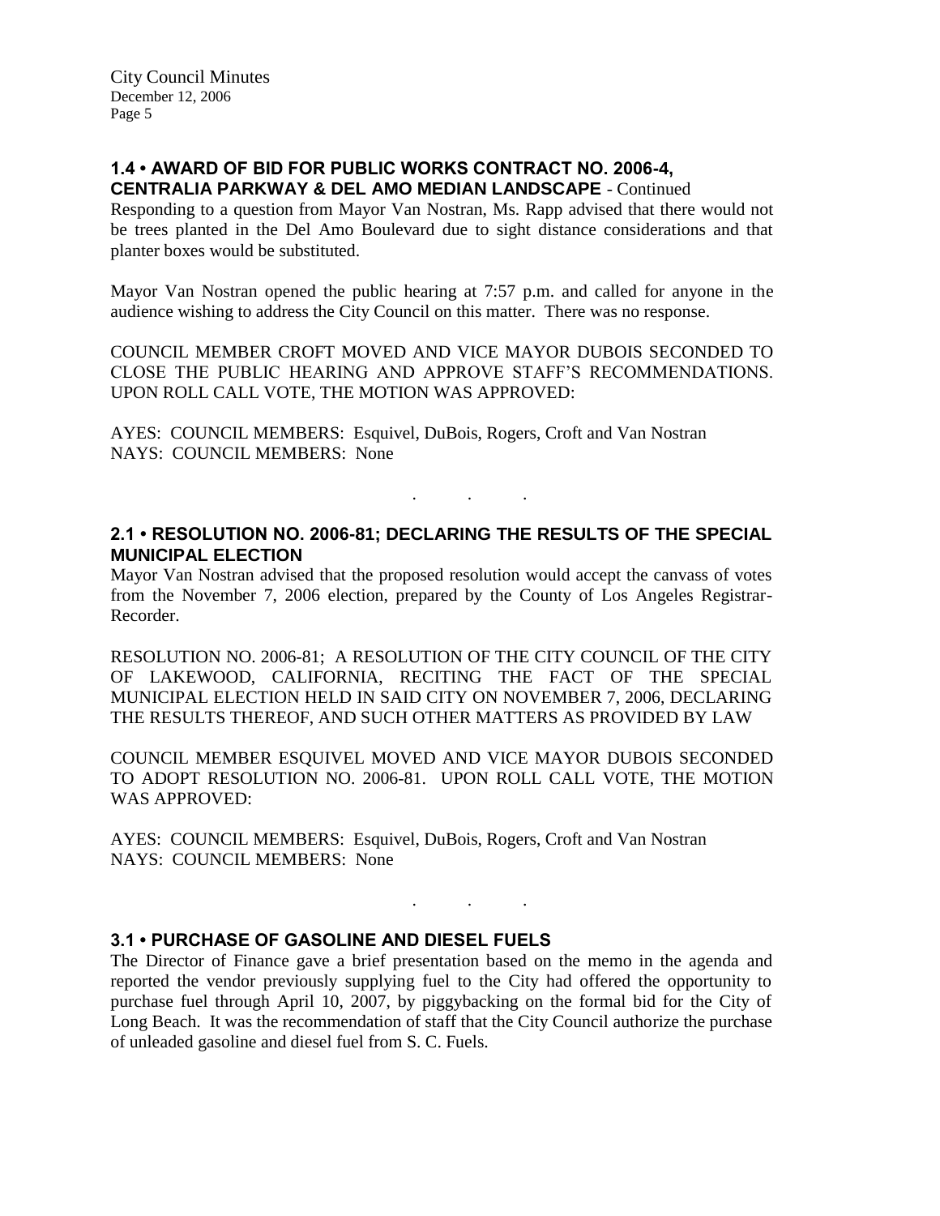## 1.4 • AWARD OF BID FOR PUBLIC WORKS CONTRACT NO. 2006-4, CENTRALIA PARKWAY & DEL AMO MEDIAN LANDSCAPE - Continued

Responding to a question from Mayor Van Nostran, Ms. Rapp advised that there would not be trees planted in the Del Amo Boulevard due to sight distance considerations and that planter boxes would be substituted.

Mayor Van Nostran opened the public hearing at 7:57 p.m. and called for anyone in the audience wishing to address the City Council on this matter. There was no response.

COUNCIL MEMBER CROFT MOVED AND VICE MAYOR DUBOIS SECONDED TO CLOSE THE PUBLIC HEARING AND APPROVE STAFF'S RECOMMENDATIONS. UPON ROLL CALL VOTE, THE MOTION WAS APPROVED:

AYES: COUNCIL MEMBERS: Esquivel, DuBois, Rogers, Croft and Van Nostran
NAYS: COUNCIL MEMBERS: None

. . .

## 2.1 • RESOLUTION NO. 2006-81; DECLARING THE RESULTS OF THE SPECIAL MUNICIPAL ELECTION

Mayor Van Nostran advised that the proposed resolution would accept the canvass of votes from the November 7, 2006 election, prepared by the County of Los Angeles Registrar-Recorder.

RESOLUTION NO. 2006-81; A RESOLUTION OF THE CITY COUNCIL OF THE CITY OF LAKEWOOD, CALIFORNIA, RECITING THE FACT OF THE SPECIAL MUNICIPAL ELECTION HELD IN SAID CITY ON NOVEMBER 7, 2006, DECLARING THE RESULTS THEREOF, AND SUCH OTHER MATTERS AS PROVIDED BY LAW

COUNCIL MEMBER ESQUIVEL MOVED AND VICE MAYOR DUBOIS SECONDED TO ADOPT RESOLUTION NO. 2006-81. UPON ROLL CALL VOTE, THE MOTION WAS APPROVED:

AYES: COUNCIL MEMBERS: Esquivel, DuBois, Rogers, Croft and Van Nostran
NAYS: COUNCIL MEMBERS: None

. . .

## 3.1 • PURCHASE OF GASOLINE AND DIESEL FUELS

The Director of Finance gave a brief presentation based on the memo in the agenda and reported the vendor previously supplying fuel to the City had offered the opportunity to purchase fuel through April 10, 2007, by piggybacking on the formal bid for the City of Long Beach. It was the recommendation of staff that the City Council authorize the purchase of unleaded gasoline and diesel fuel from S. C. Fuels.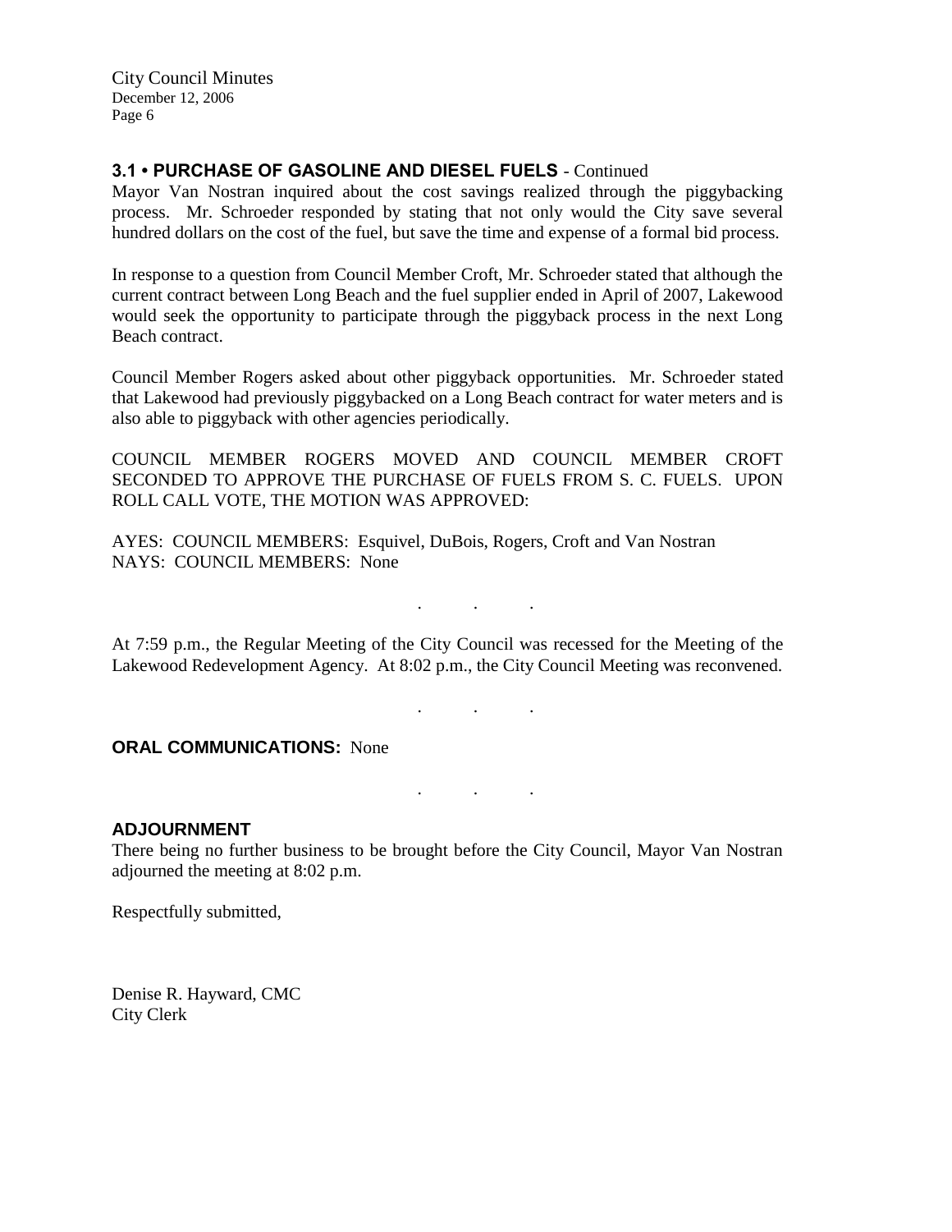### 3.1 • PURCHASE OF GASOLINE AND DIESEL FUELS - Continued

Mayor Van Nostran inquired about the cost savings realized through the piggybacking process. Mr. Schroeder responded by stating that not only would the City save several hundred dollars on the cost of the fuel, but save the time and expense of a formal bid process.

In response to a question from Council Member Croft, Mr. Schroeder stated that although the current contract between Long Beach and the fuel supplier ended in April of 2007, Lakewood would seek the opportunity to participate through the piggyback process in the next Long Beach contract.

Council Member Rogers asked about other piggyback opportunities. Mr. Schroeder stated that Lakewood had previously piggybacked on a Long Beach contract for water meters and is also able to piggyback with other agencies periodically.

COUNCIL MEMBER ROGERS MOVED AND COUNCIL MEMBER CROFT SECONDED TO APPROVE THE PURCHASE OF FUELS FROM S. C. FUELS. UPON ROLL CALL VOTE, THE MOTION WAS APPROVED:

AYES: COUNCIL MEMBERS: Esquivel, DuBois, Rogers, Croft and Van Nostran
NAYS: COUNCIL MEMBERS: None

. . .

At 7:59 p.m., the Regular Meeting of the City Council was recessed for the Meeting of the Lakewood Redevelopment Agency. At 8:02 p.m., the City Council Meeting was reconvened.

. . .

### ORAL COMMUNICATIONS: None

. . .

### ADJOURNMENT

There being no further business to be brought before the City Council, Mayor Van Nostran adjourned the meeting at 8:02 p.m.

Respectfully submitted,

Denise R. Hayward, CMC
City Clerk